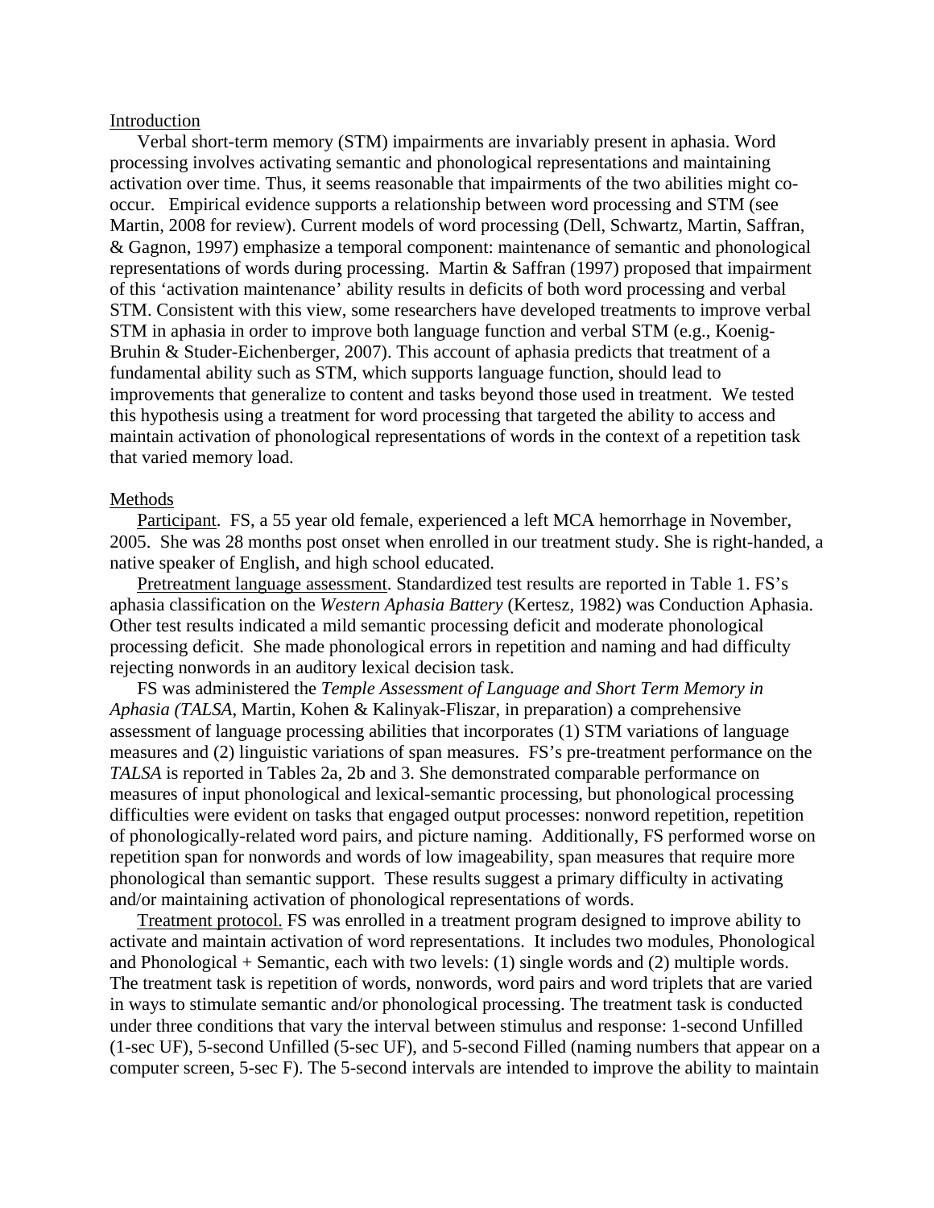## Introduction

Verbal short-term memory (STM) impairments are invariably present in aphasia. Word processing involves activating semantic and phonological representations and maintaining activation over time. Thus, it seems reasonable that impairments of the two abilities might co-occur. Empirical evidence supports a relationship between word processing and STM (see Martin, 2008 for review). Current models of word processing (Dell, Schwartz, Martin, Saffran, & Gagnon, 1997) emphasize a temporal component: maintenance of semantic and phonological representations of words during processing. Martin & Saffran (1997) proposed that impairment of this 'activation maintenance' ability results in deficits of both word processing and verbal STM. Consistent with this view, some researchers have developed treatments to improve verbal STM in aphasia in order to improve both language function and verbal STM (e.g., Koenig-Bruhin & Studer-Eichenberger, 2007). This account of aphasia predicts that treatment of a fundamental ability such as STM, which supports language function, should lead to improvements that generalize to content and tasks beyond those used in treatment. We tested this hypothesis using a treatment for word processing that targeted the ability to access and maintain activation of phonological representations of words in the context of a repetition task that varied memory load.

## Methods

Participant. FS, a 55 year old female, experienced a left MCA hemorrhage in November, 2005. She was 28 months post onset when enrolled in our treatment study. She is right-handed, a native speaker of English, and high school educated.

Pretreatment language assessment. Standardized test results are reported in Table 1. FS's aphasia classification on the *Western Aphasia Battery* (Kertesz, 1982) was Conduction Aphasia. Other test results indicated a mild semantic processing deficit and moderate phonological processing deficit. She made phonological errors in repetition and naming and had difficulty rejecting nonwords in an auditory lexical decision task.

FS was administered the *Temple Assessment of Language and Short Term Memory in Aphasia (TALSA*, Martin, Kohen & Kalinyak-Fliszar, in preparation) a comprehensive assessment of language processing abilities that incorporates (1) STM variations of language measures and (2) linguistic variations of span measures. FS's pre-treatment performance on the *TALSA* is reported in Tables 2a, 2b and 3. She demonstrated comparable performance on measures of input phonological and lexical-semantic processing, but phonological processing difficulties were evident on tasks that engaged output processes: nonword repetition, repetition of phonologically-related word pairs, and picture naming. Additionally, FS performed worse on repetition span for nonwords and words of low imageability, span measures that require more phonological than semantic support. These results suggest a primary difficulty in activating and/or maintaining activation of phonological representations of words.

Treatment protocol. FS was enrolled in a treatment program designed to improve ability to activate and maintain activation of word representations. It includes two modules, Phonological and Phonological + Semantic, each with two levels: (1) single words and (2) multiple words. The treatment task is repetition of words, nonwords, word pairs and word triplets that are varied in ways to stimulate semantic and/or phonological processing. The treatment task is conducted under three conditions that vary the interval between stimulus and response: 1-second Unfilled (1-sec UF), 5-second Unfilled (5-sec UF), and 5-second Filled (naming numbers that appear on a computer screen, 5-sec F). The 5-second intervals are intended to improve the ability to maintain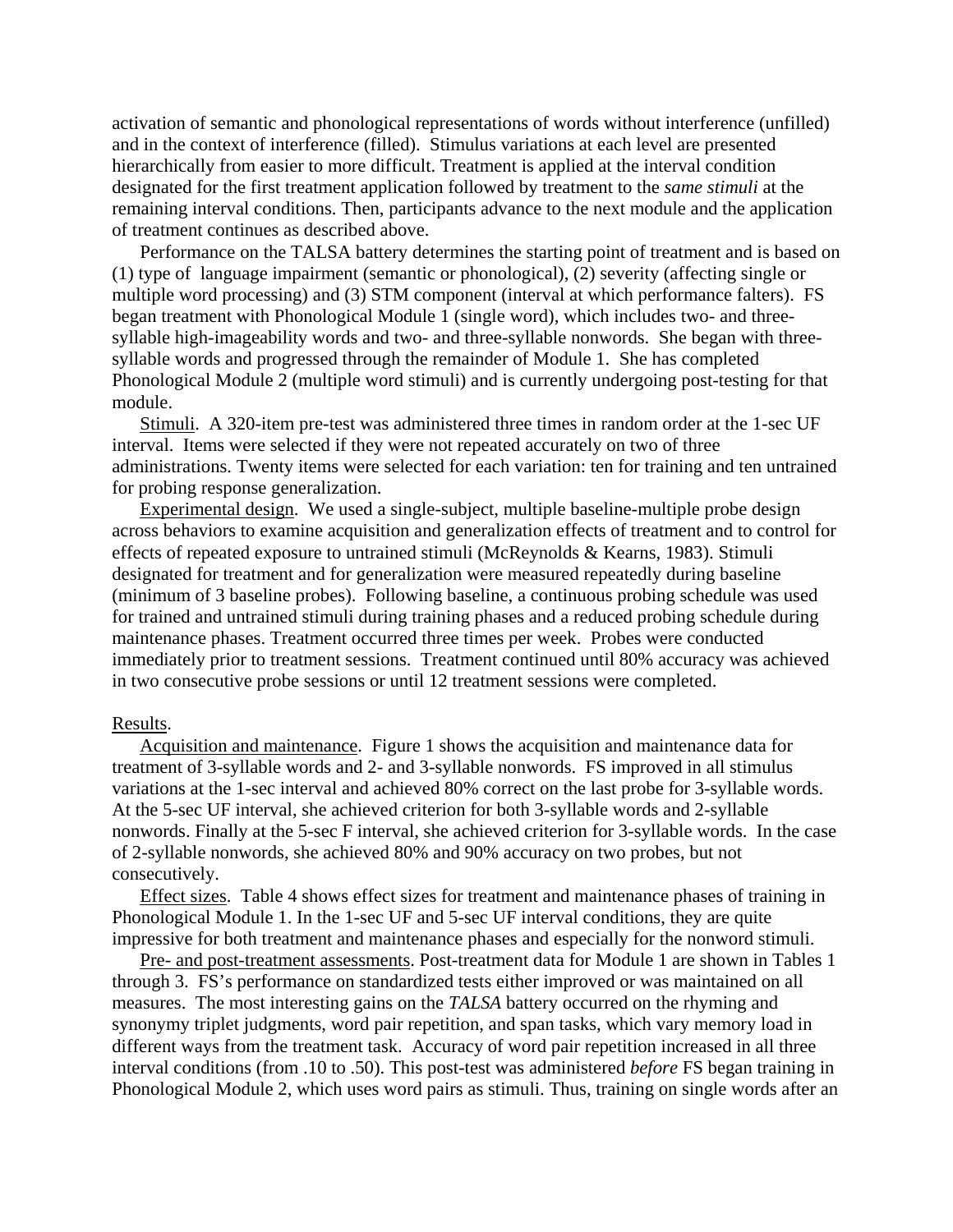activation of semantic and phonological representations of words without interference (unfilled) and in the context of interference (filled). Stimulus variations at each level are presented hierarchically from easier to more difficult. Treatment is applied at the interval condition designated for the first treatment application followed by treatment to the *same stimuli* at the remaining interval conditions. Then, participants advance to the next module and the application of treatment continues as described above.

Performance on the TALSA battery determines the starting point of treatment and is based on (1) type of language impairment (semantic or phonological), (2) severity (affecting single or multiple word processing) and (3) STM component (interval at which performance falters). FS began treatment with Phonological Module 1 (single word), which includes two- and three-syllable high-imageability words and two- and three-syllable nonwords. She began with three-syllable words and progressed through the remainder of Module 1. She has completed Phonological Module 2 (multiple word stimuli) and is currently undergoing post-testing for that module.

Stimuli. A 320-item pre-test was administered three times in random order at the 1-sec UF interval. Items were selected if they were not repeated accurately on two of three administrations. Twenty items were selected for each variation: ten for training and ten untrained for probing response generalization.

Experimental design. We used a single-subject, multiple baseline-multiple probe design across behaviors to examine acquisition and generalization effects of treatment and to control for effects of repeated exposure to untrained stimuli (McReynolds & Kearns, 1983). Stimuli designated for treatment and for generalization were measured repeatedly during baseline (minimum of 3 baseline probes). Following baseline, a continuous probing schedule was used for trained and untrained stimuli during training phases and a reduced probing schedule during maintenance phases. Treatment occurred three times per week. Probes were conducted immediately prior to treatment sessions. Treatment continued until 80% accuracy was achieved in two consecutive probe sessions or until 12 treatment sessions were completed.

Results.

Acquisition and maintenance. Figure 1 shows the acquisition and maintenance data for treatment of 3-syllable words and 2- and 3-syllable nonwords. FS improved in all stimulus variations at the 1-sec interval and achieved 80% correct on the last probe for 3-syllable words. At the 5-sec UF interval, she achieved criterion for both 3-syllable words and 2-syllable nonwords. Finally at the 5-sec F interval, she achieved criterion for 3-syllable words. In the case of 2-syllable nonwords, she achieved 80% and 90% accuracy on two probes, but not consecutively.

Effect sizes. Table 4 shows effect sizes for treatment and maintenance phases of training in Phonological Module 1. In the 1-sec UF and 5-sec UF interval conditions, they are quite impressive for both treatment and maintenance phases and especially for the nonword stimuli.

Pre- and post-treatment assessments. Post-treatment data for Module 1 are shown in Tables 1 through 3. FS's performance on standardized tests either improved or was maintained on all measures. The most interesting gains on the *TALSA* battery occurred on the rhyming and synonymy triplet judgments, word pair repetition, and span tasks, which vary memory load in different ways from the treatment task. Accuracy of word pair repetition increased in all three interval conditions (from .10 to .50). This post-test was administered *before* FS began training in Phonological Module 2, which uses word pairs as stimuli. Thus, training on single words after an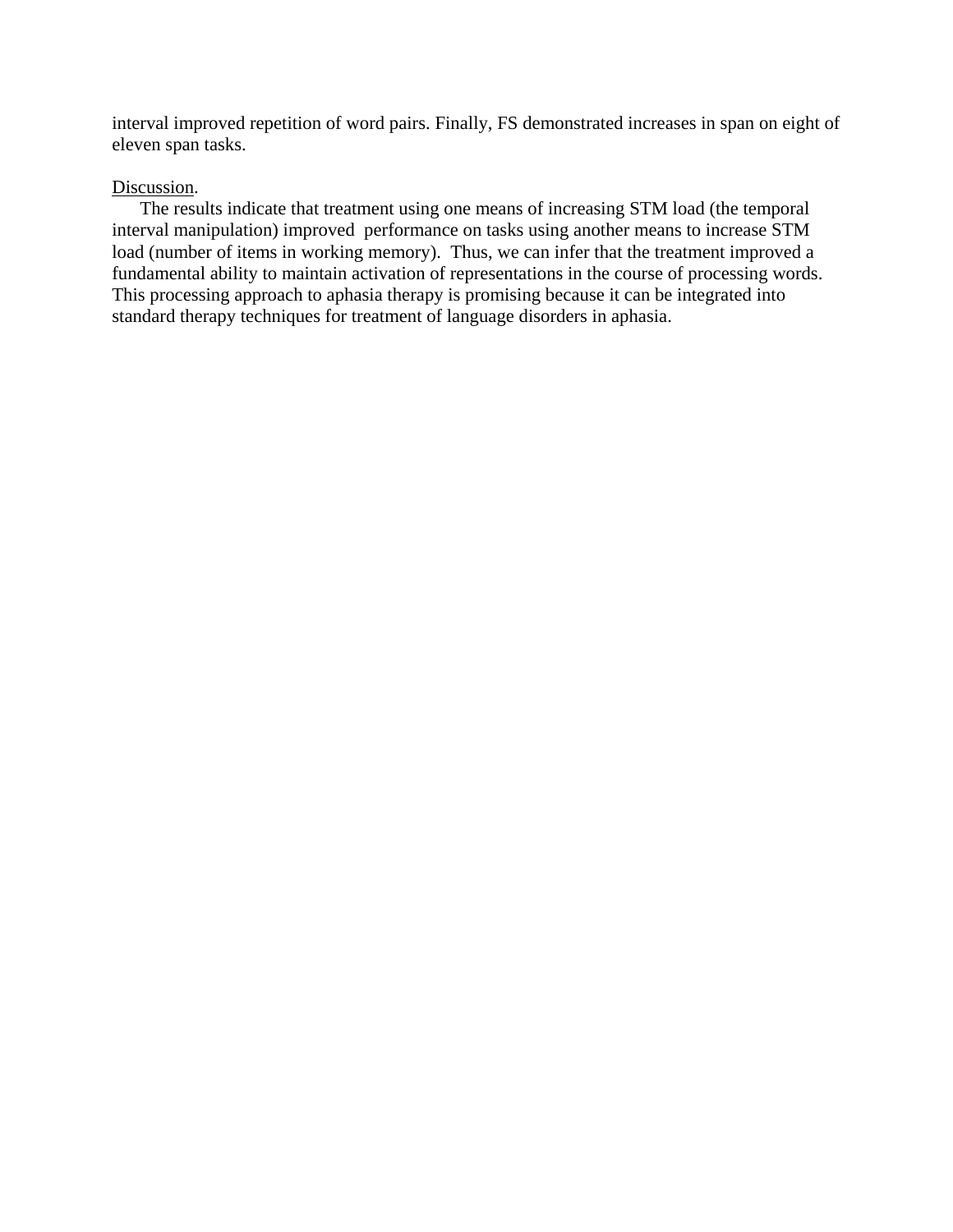interval improved repetition of word pairs. Finally, FS demonstrated increases in span on eight of eleven span tasks.

Discussion.

The results indicate that treatment using one means of increasing STM load (the temporal interval manipulation) improved performance on tasks using another means to increase STM load (number of items in working memory). Thus, we can infer that the treatment improved a fundamental ability to maintain activation of representations in the course of processing words. This processing approach to aphasia therapy is promising because it can be integrated into standard therapy techniques for treatment of language disorders in aphasia.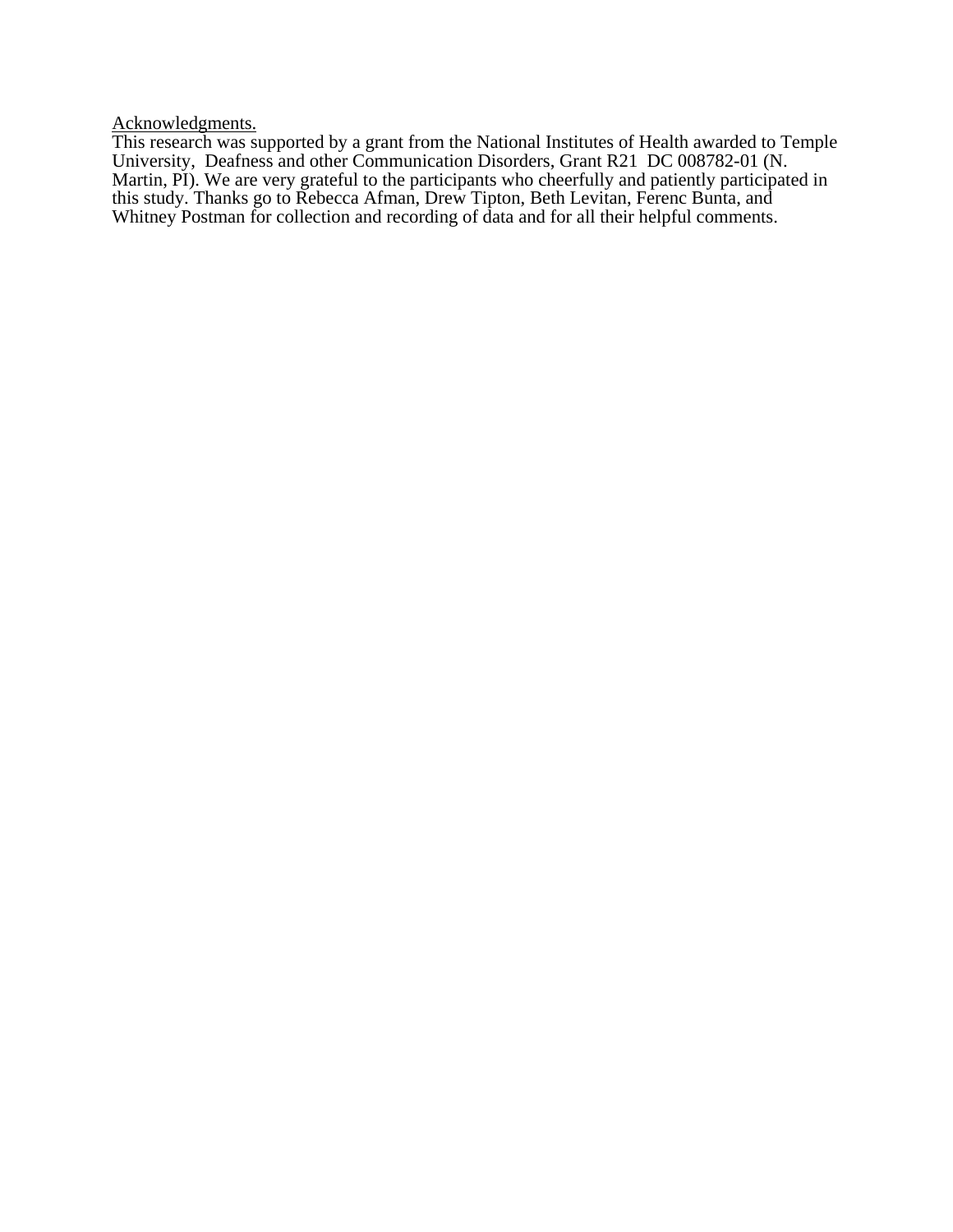Acknowledgments.

This research was supported by a grant from the National Institutes of Health awarded to Temple University, Deafness and other Communication Disorders, Grant R21 DC 008782-01 (N. Martin, PI). We are very grateful to the participants who cheerfully and patiently participated in this study. Thanks go to Rebecca Afman, Drew Tipton, Beth Levitan, Ferenc Bunta, and Whitney Postman for collection and recording of data and for all their helpful comments.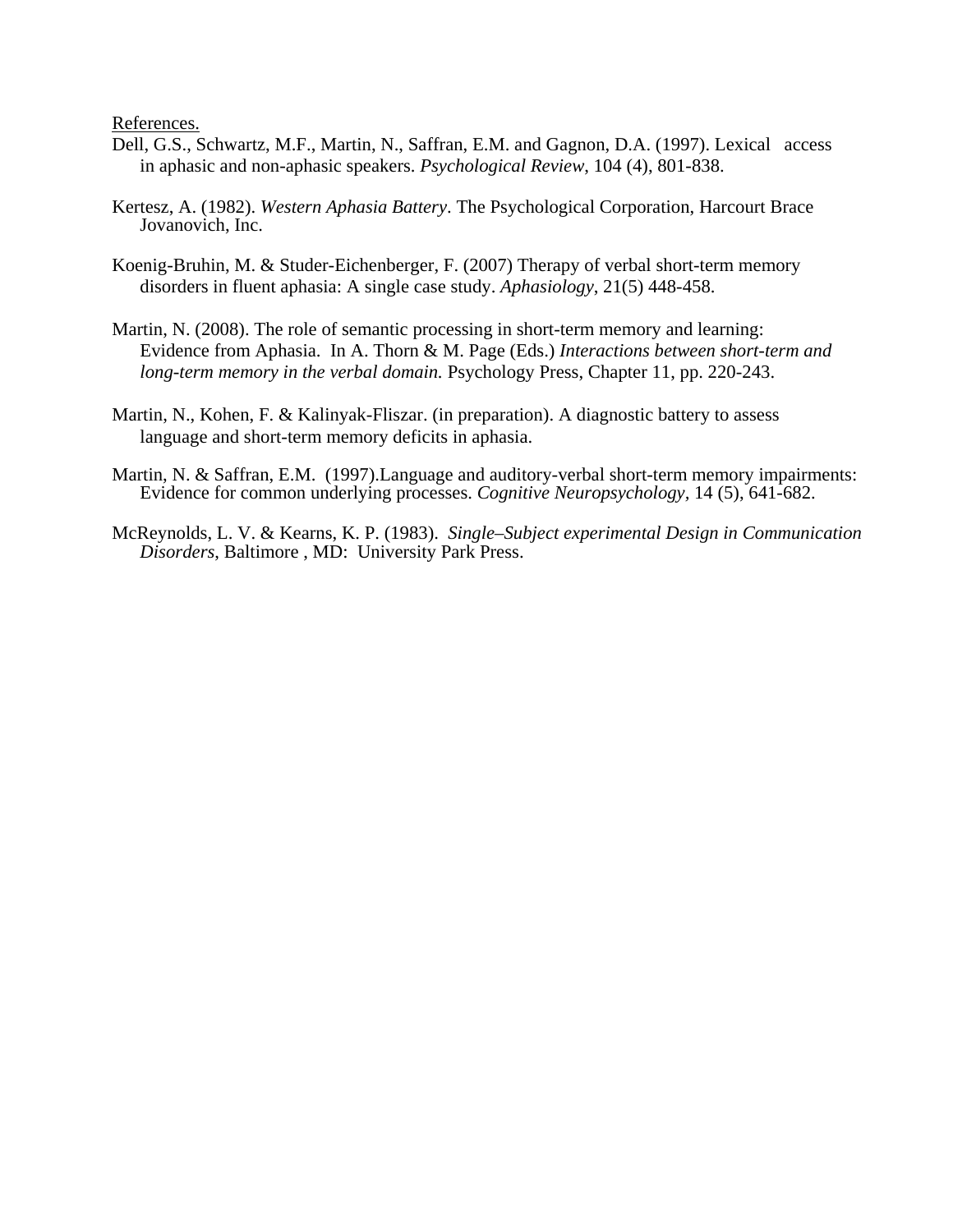References.

Dell, G.S., Schwartz, M.F., Martin, N., Saffran, E.M. and Gagnon, D.A. (1997). Lexical access in aphasic and non-aphasic speakers. *Psychological Review*, 104 (4), 801-838.

Kertesz, A. (1982). *Western Aphasia Battery*. The Psychological Corporation, Harcourt Brace Jovanovich, Inc.

Koenig-Bruhin, M. & Studer-Eichenberger, F. (2007) Therapy of verbal short-term memory disorders in fluent aphasia: A single case study. *Aphasiology*, 21(5) 448-458.

Martin, N. (2008). The role of semantic processing in short-term memory and learning: Evidence from Aphasia. In A. Thorn & M. Page (Eds.) *Interactions between short-term and long-term memory in the verbal domain.* Psychology Press, Chapter 11, pp. 220-243.

Martin, N., Kohen, F. & Kalinyak-Fliszar. (in preparation). A diagnostic battery to assess language and short-term memory deficits in aphasia.

Martin, N. & Saffran, E.M. (1997).Language and auditory-verbal short-term memory impairments: Evidence for common underlying processes. *Cognitive Neuropsychology*, 14 (5), 641-682.

McReynolds, L. V. & Kearns, K. P. (1983). *Single–Subject experimental Design in Communication Disorders*, Baltimore , MD: University Park Press.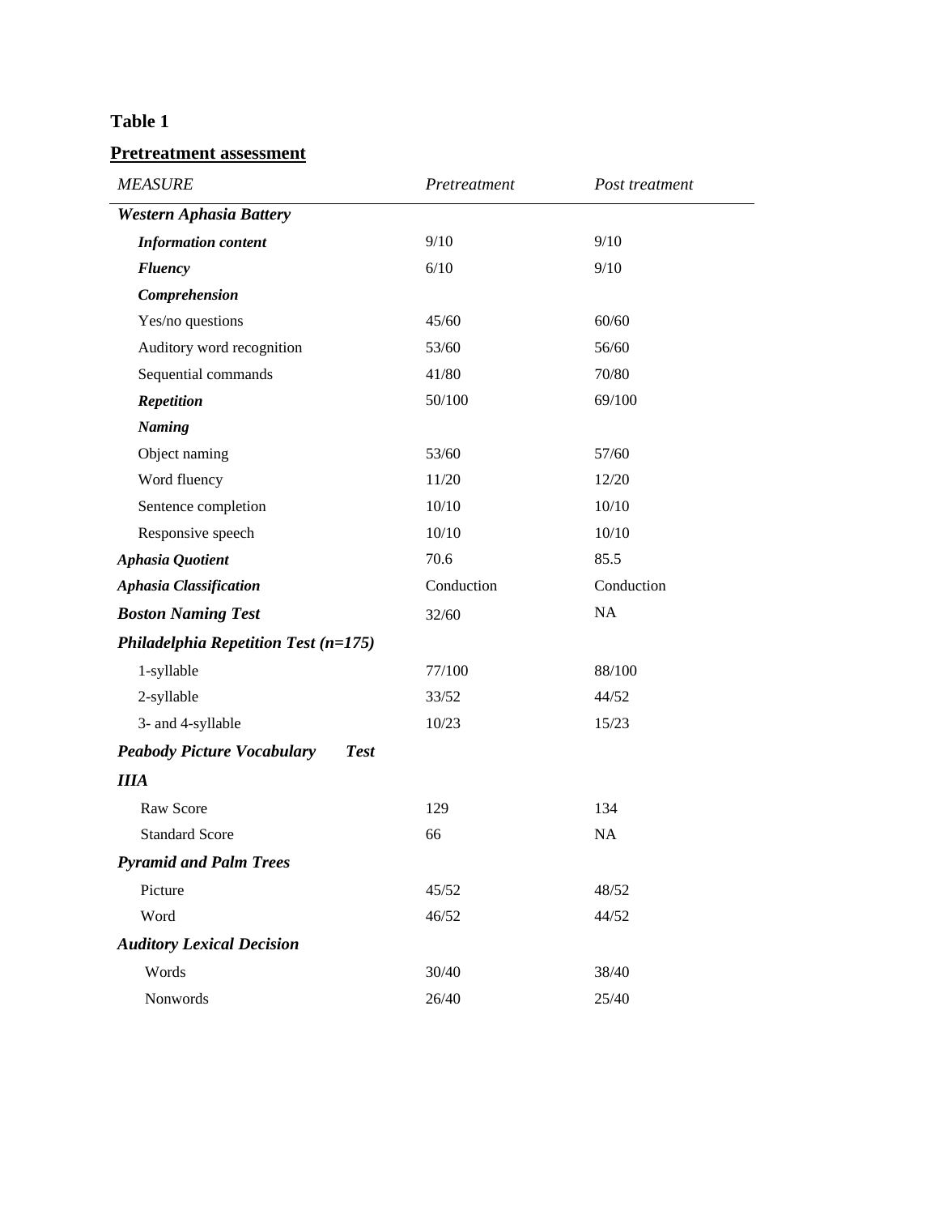**Table 1**

**Pretreatment assessment**

| *MEASURE* | *Pretreatment* | *Post treatment* |
|---|---|---|
| ***Western Aphasia Battery*** | | |
| ***Information content*** | 9/10 | 9/10 |
| ***Fluency*** | 6/10 | 9/10 |
| ***Comprehension*** | | |
| Yes/no questions | 45/60 | 60/60 |
| Auditory word recognition | 53/60 | 56/60 |
| Sequential commands | 41/80 | 70/80 |
| ***Repetition*** | 50/100 | 69/100 |
| ***Naming*** | | |
| Object naming | 53/60 | 57/60 |
| Word fluency | 11/20 | 12/20 |
| Sentence completion | 10/10 | 10/10 |
| Responsive speech | 10/10 | 10/10 |
| ***Aphasia Quotient*** | 70.6 | 85.5 |
| ***Aphasia Classification*** | Conduction | Conduction |
| ***Boston Naming Test*** | 32/60 | NA |
| ***Philadelphia Repetition Test (n=175)*** | | |
| 1-syllable | 77/100 | 88/100 |
| 2-syllable | 33/52 | 44/52 |
| 3- and 4-syllable | 10/23 | 15/23 |
| ***Peabody Picture Vocabulary Test IIIA*** | | |
| Raw Score | 129 | 134 |
| Standard Score | 66 | NA |
| ***Pyramid and Palm Trees*** | | |
| Picture | 45/52 | 48/52 |
| Word | 46/52 | 44/52 |
| ***Auditory Lexical Decision*** | | |
| Words | 30/40 | 38/40 |
| Nonwords | 26/40 | 25/40 |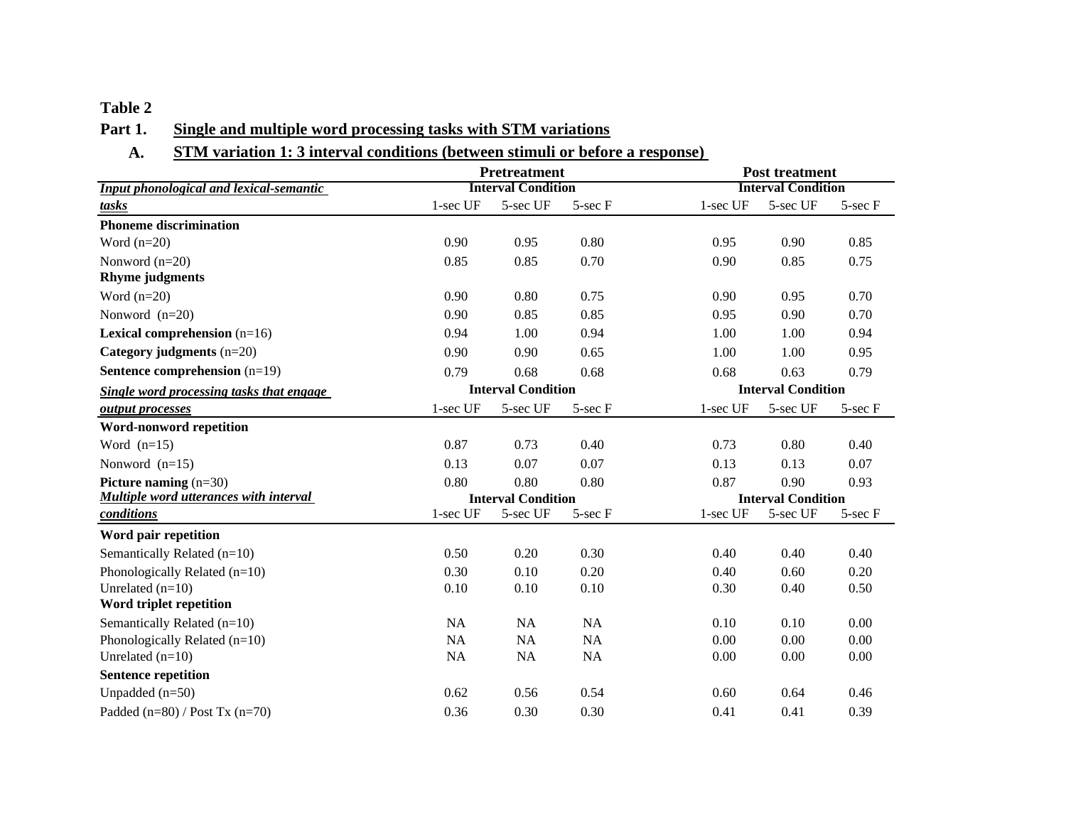**Table 2**

**Part 1. Single and multiple word processing tasks with STM variations**

**A. STM variation 1: 3 interval conditions (between stimuli or before a response)**

| | Pretreatment | | | Post treatment | | |
|---|---|---|---|---|---|---|
| ***Input phonological and lexical-semantic tasks*** | **Interval Condition** | | | **Interval Condition** | | |
| | 1-sec UF | 5-sec UF | 5-sec F | 1-sec UF | 5-sec UF | 5-sec F |
| **Phoneme discrimination** | | | | | | |
| Word (n=20) | 0.90 | 0.95 | 0.80 | 0.95 | 0.90 | 0.85 |
| Nonword (n=20) | 0.85 | 0.85 | 0.70 | 0.90 | 0.85 | 0.75 |
| **Rhyme judgments** | | | | | | |
| Word (n=20) | 0.90 | 0.80 | 0.75 | 0.90 | 0.95 | 0.70 |
| Nonword (n=20) | 0.90 | 0.85 | 0.85 | 0.95 | 0.90 | 0.70 |
| **Lexical comprehension** (n=16) | 0.94 | 1.00 | 0.94 | 1.00 | 1.00 | 0.94 |
| **Category judgments** (n=20) | 0.90 | 0.90 | 0.65 | 1.00 | 1.00 | 0.95 |
| **Sentence comprehension** (n=19) | 0.79 | 0.68 | 0.68 | 0.68 | 0.63 | 0.79 |
| ***Single word processing tasks that engage output processes*** | **Interval Condition** | | | **Interval Condition** | | |
| | 1-sec UF | 5-sec UF | 5-sec F | 1-sec UF | 5-sec UF | 5-sec F |
| **Word-nonword repetition** | | | | | | |
| Word (n=15) | 0.87 | 0.73 | 0.40 | 0.73 | 0.80 | 0.40 |
| Nonword (n=15) | 0.13 | 0.07 | 0.07 | 0.13 | 0.13 | 0.07 |
| **Picture naming** (n=30) | 0.80 | 0.80 | 0.80 | 0.87 | 0.90 | 0.93 |
| ***Multiple word utterances with interval conditions*** | **Interval Condition** | | | **Interval Condition** | | |
| | 1-sec UF | 5-sec UF | 5-sec F | 1-sec UF | 5-sec UF | 5-sec F |
| **Word pair repetition** | | | | | | |
| Semantically Related (n=10) | 0.50 | 0.20 | 0.30 | 0.40 | 0.40 | 0.40 |
| Phonologically Related (n=10) | 0.30 | 0.10 | 0.20 | 0.40 | 0.60 | 0.20 |
| Unrelated (n=10) | 0.10 | 0.10 | 0.10 | 0.30 | 0.40 | 0.50 |
| **Word triplet repetition** | | | | | | |
| Semantically Related (n=10) | NA | NA | NA | 0.10 | 0.10 | 0.00 |
| Phonologically Related (n=10) | NA | NA | NA | 0.00 | 0.00 | 0.00 |
| Unrelated (n=10) | NA | NA | NA | 0.00 | 0.00 | 0.00 |
| **Sentence repetition** | | | | | | |
| Unpadded (n=50) | 0.62 | 0.56 | 0.54 | 0.60 | 0.64 | 0.46 |
| Padded (n=80) / Post Tx (n=70) | 0.36 | 0.30 | 0.30 | 0.41 | 0.41 | 0.39 |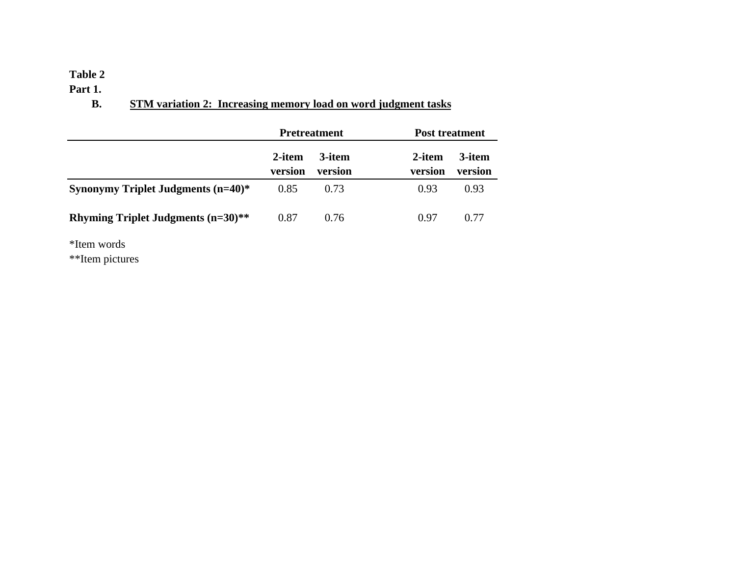**Table 2**

**Part 1.**

**B. STM variation 2: Increasing memory load on word judgment tasks**

| | **Pretreatment** | | **Post treatment** | |
|---|---|---|---|---|
| | **2-item version** | **3-item version** | **2-item version** | **3-item version** |
| **Synonymy Triplet Judgments (n=40)*** | 0.85 | 0.73 | 0.93 | 0.93 |
| **Rhyming Triplet Judgments (n=30)**** | 0.87 | 0.76 | 0.97 | 0.77 |

*Item words

**Item pictures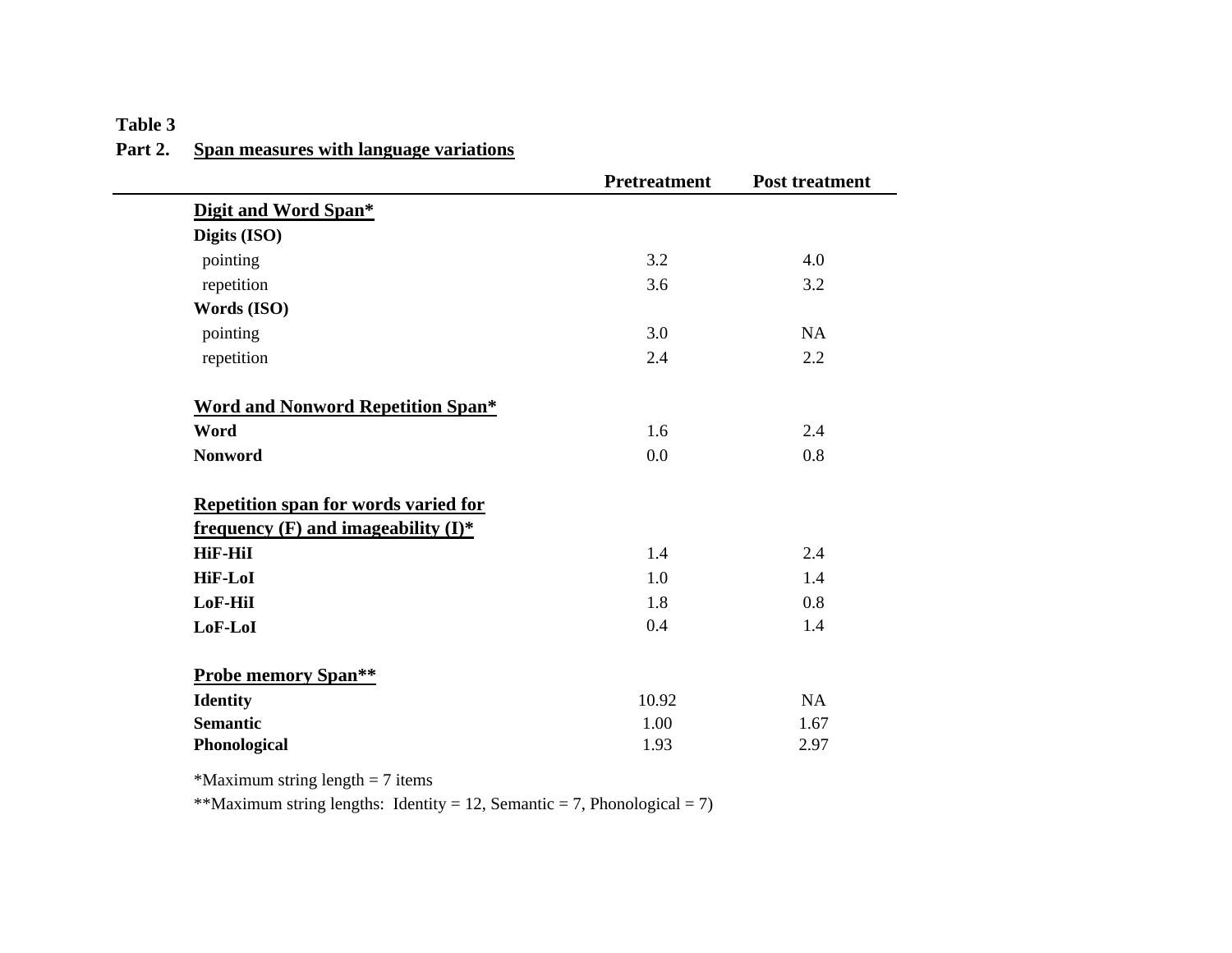**Table 3**

**Part 2.** **Span measures with language variations**

| | Pretreatment | Post treatment |
|---|---|---|
| **Digit and Word Span*** | | |
| **Digits (ISO)** | | |
| pointing | 3.2 | 4.0 |
| repetition | 3.6 | 3.2 |
| **Words (ISO)** | | |
| pointing | 3.0 | NA |
| repetition | 2.4 | 2.2 |
| **Word and Nonword Repetition Span*** | | |
| **Word** | 1.6 | 2.4 |
| **Nonword** | 0.0 | 0.8 |
| **Repetition span for words varied for frequency (F) and imageability (I)*** | | |
| **HiF-HiI** | 1.4 | 2.4 |
| **HiF-LoI** | 1.0 | 1.4 |
| **LoF-HiI** | 1.8 | 0.8 |
| **LoF-LoI** | 0.4 | 1.4 |
| **Probe memory Span**** | | |
| **Identity** | 10.92 | NA |
| **Semantic** | 1.00 | 1.67 |
| **Phonological** | 1.93 | 2.97 |

*Maximum string length = 7 items

**Maximum string lengths: Identity = 12, Semantic = 7, Phonological = 7)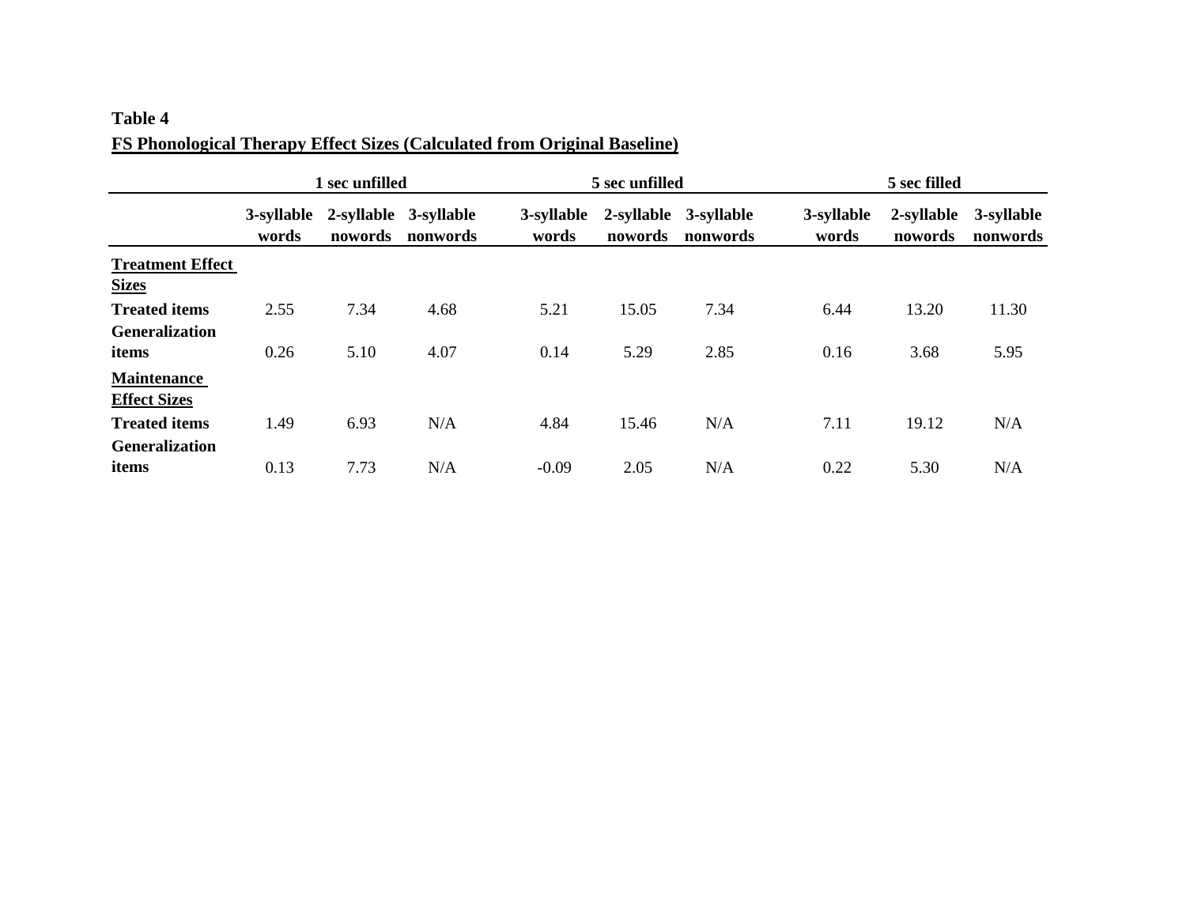**Table 4**

**FS Phonological Therapy Effect Sizes (Calculated from Original Baseline)**

| | 1 sec unfilled | | | 5 sec unfilled | | | 5 sec filled | | |
|---|---|---|---|---|---|---|---|---|---|
| | 3-syllable words | 2-syllable nowords | 3-syllable nonwords | 3-syllable words | 2-syllable nowords | 3-syllable nonwords | 3-syllable words | 2-syllable nowords | 3-syllable nonwords |
| **Treatment Effect Sizes** | | | | | | | | | |
| **Treated items** | 2.55 | 7.34 | 4.68 | 5.21 | 15.05 | 7.34 | 6.44 | 13.20 | 11.30 |
| **Generalization items** | 0.26 | 5.10 | 4.07 | 0.14 | 5.29 | 2.85 | 0.16 | 3.68 | 5.95 |
| **Maintenance Effect Sizes** | | | | | | | | | |
| **Treated items** | 1.49 | 6.93 | N/A | 4.84 | 15.46 | N/A | 7.11 | 19.12 | N/A |
| **Generalization items** | 0.13 | 7.73 | N/A | -0.09 | 2.05 | N/A | 0.22 | 5.30 | N/A |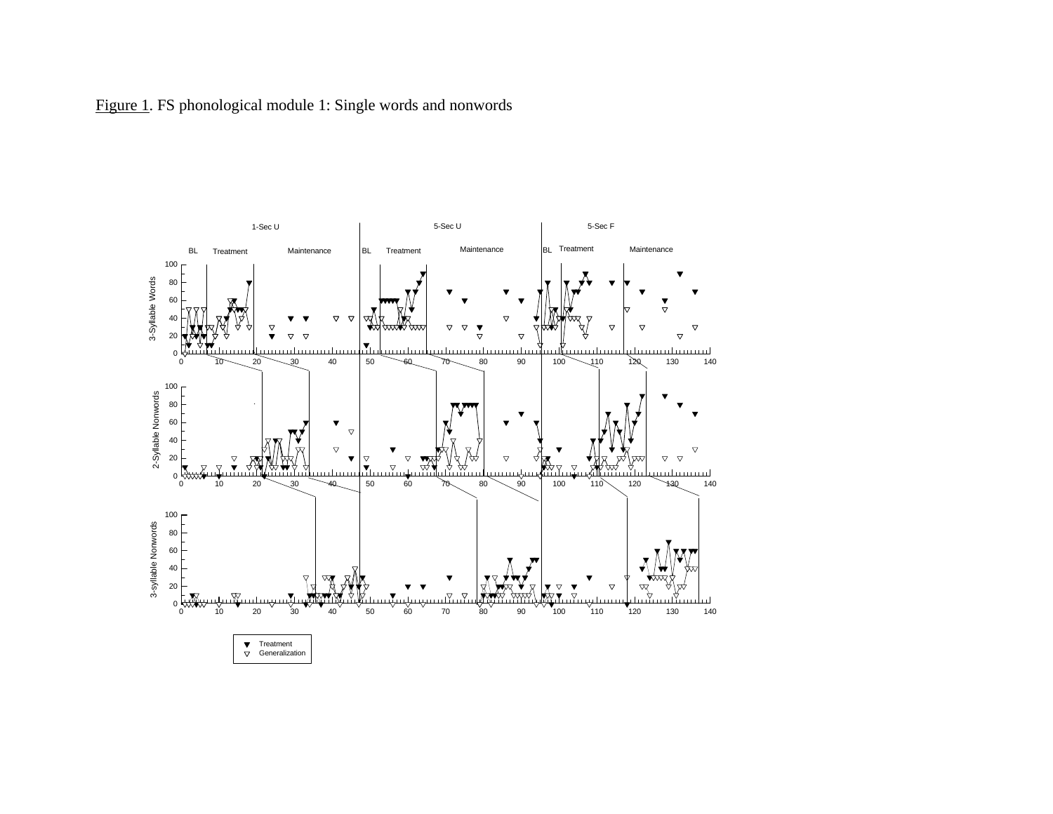Figure 1. FS phonological module 1: Single words and nonwords

1-Sec U

5-Sec U

5-Sec F

BL

Treatment

Maintenance

BL

Treatment

Maintenance

BL

Treatment

Maintenance

3-Syllable Words

100

80

60

40

20

0

0 10 20 30 40 50 60 70 80 90 100 110 120 130 140

2-Syllable Nonwords

100

80

60

40

20

0

0 10 20 30 40 50 60 70 80 90 100 110 120 130 140

3-syllable Nonwords

100

80

60

40

20

0

0 10 20 30 40 50 60 70 80 90 100 110 120 130 140

Treatment

Generalization